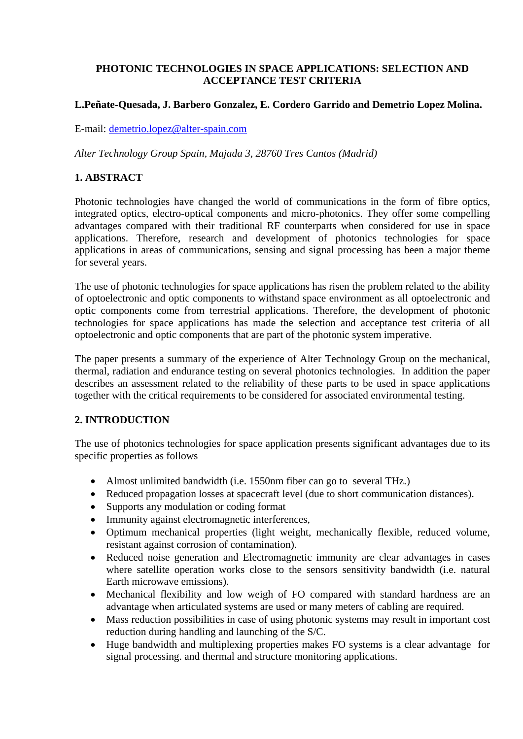# PHOTONIC TECHNOLOGIES IN SPACE APPLICATIONS: SELECTION AND ACCEPTANCE TEST CRITERIA

**L.Peñate-Quesada, J. Barbero Gonzalez, E. Cordero Garrido and Demetrio Lopez Molina.**

E-mail: demetrio.lopez@alter-spain.com

*Alter Technology Group Spain, Majada 3, 28760 Tres Cantos (Madrid)*

## 1. ABSTRACT

Photonic technologies have changed the world of communications in the form of fibre optics, integrated optics, electro-optical components and micro-photonics. They offer some compelling advantages compared with their traditional RF counterparts when considered for use in space applications. Therefore, research and development of photonics technologies for space applications in areas of communications, sensing and signal processing has been a major theme for several years.

The use of photonic technologies for space applications has risen the problem related to the ability of optoelectronic and optic components to withstand space environment as all optoelectronic and optic components come from terrestrial applications. Therefore, the development of photonic technologies for space applications has made the selection and acceptance test criteria of all optoelectronic and optic components that are part of the photonic system imperative.

The paper presents a summary of the experience of Alter Technology Group on the mechanical, thermal, radiation and endurance testing on several photonics technologies. In addition the paper describes an assessment related to the reliability of these parts to be used in space applications together with the critical requirements to be considered for associated environmental testing.

## 2. INTRODUCTION

The use of photonics technologies for space application presents significant advantages due to its specific properties as follows

- Almost unlimited bandwidth (i.e. 1550nm fiber can go to several THz.)
- Reduced propagation losses at spacecraft level (due to short communication distances).
- Supports any modulation or coding format
- Immunity against electromagnetic interferences,
- Optimum mechanical properties (light weight, mechanically flexible, reduced volume, resistant against corrosion of contamination).
- Reduced noise generation and Electromagnetic immunity are clear advantages in cases where satellite operation works close to the sensors sensitivity bandwidth (i.e. natural Earth microwave emissions).
- Mechanical flexibility and low weigh of FO compared with standard hardness are an advantage when articulated systems are used or many meters of cabling are required.
- Mass reduction possibilities in case of using photonic systems may result in important cost reduction during handling and launching of the S/C.
- Huge bandwidth and multiplexing properties makes FO systems is a clear advantage for signal processing. and thermal and structure monitoring applications.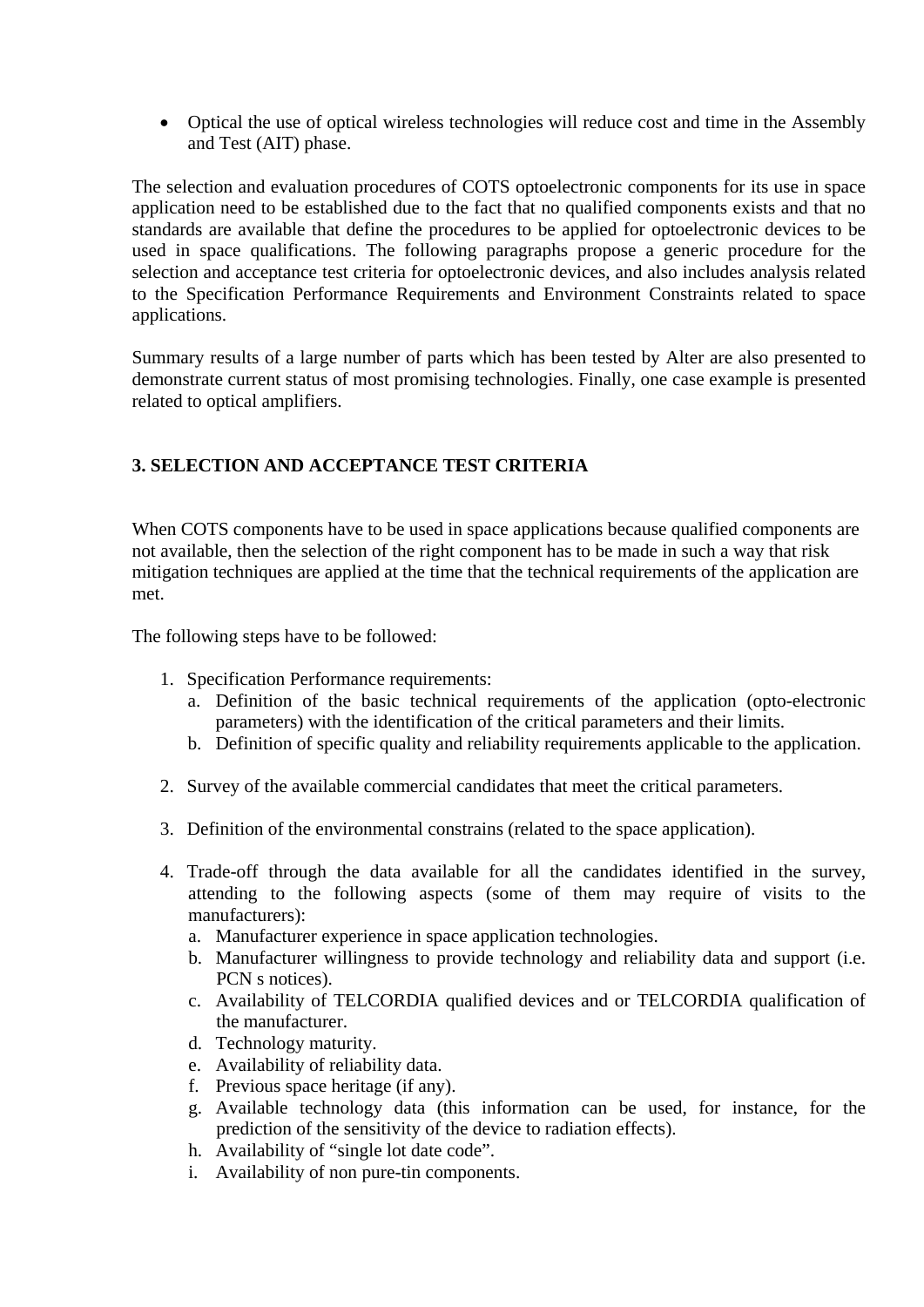- Optical the use of optical wireless technologies will reduce cost and time in the Assembly and Test (AIT) phase.

The selection and evaluation procedures of COTS optoelectronic components for its use in space application need to be established due to the fact that no qualified components exists and that no standards are available that define the procedures to be applied for optoelectronic devices to be used in space qualifications. The following paragraphs propose a generic procedure for the selection and acceptance test criteria for optoelectronic devices, and also includes analysis related to the Specification Performance Requirements and Environment Constraints related to space applications.

Summary results of a large number of parts which has been tested by Alter are also presented to demonstrate current status of most promising technologies. Finally, one case example is presented related to optical amplifiers.

## 3. SELECTION AND ACCEPTANCE TEST CRITERIA

When COTS components have to be used in space applications because qualified components are not available, then the selection of the right component has to be made in such a way that risk mitigation techniques are applied at the time that the technical requirements of the application are met.

The following steps have to be followed:

1. Specification Performance requirements:
   a. Definition of the basic technical requirements of the application (opto-electronic parameters) with the identification of the critical parameters and their limits.
   b. Definition of specific quality and reliability requirements applicable to the application.

2. Survey of the available commercial candidates that meet the critical parameters.

3. Definition of the environmental constrains (related to the space application).

4. Trade-off through the data available for all the candidates identified in the survey, attending to the following aspects (some of them may require of visits to the manufacturers):
   a. Manufacturer experience in space application technologies.
   b. Manufacturer willingness to provide technology and reliability data and support (i.e. PCN s notices).
   c. Availability of TELCORDIA qualified devices and or TELCORDIA qualification of the manufacturer.
   d. Technology maturity.
   e. Availability of reliability data.
   f. Previous space heritage (if any).
   g. Available technology data (this information can be used, for instance, for the prediction of the sensitivity of the device to radiation effects).
   h. Availability of "single lot date code".
   i. Availability of non pure-tin components.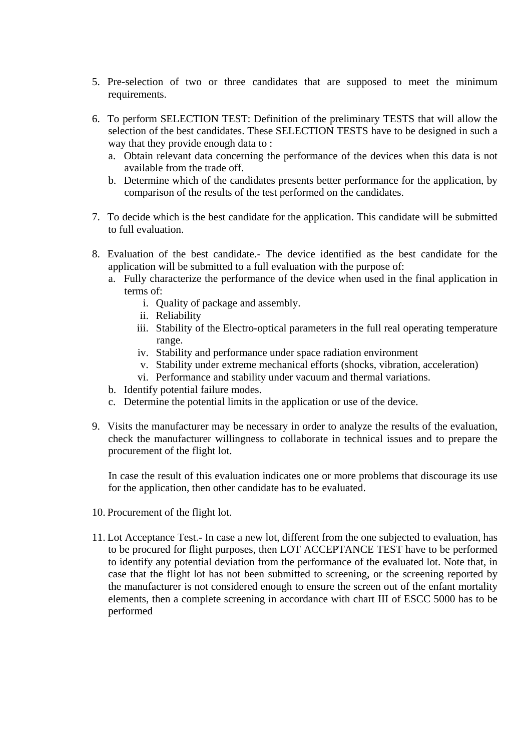5. Pre-selection of two or three candidates that are supposed to meet the minimum requirements.

6. To perform SELECTION TEST: Definition of the preliminary TESTS that will allow the selection of the best candidates. These SELECTION TESTS have to be designed in such a way that they provide enough data to :
   a. Obtain relevant data concerning the performance of the devices when this data is not available from the trade off.
   b. Determine which of the candidates presents better performance for the application, by comparison of the results of the test performed on the candidates.

7. To decide which is the best candidate for the application. This candidate will be submitted to full evaluation.

8. Evaluation of the best candidate.- The device identified as the best candidate for the application will be submitted to a full evaluation with the purpose of:
   a. Fully characterize the performance of the device when used in the final application in terms of:
      i. Quality of package and assembly.
      ii. Reliability
      iii. Stability of the Electro-optical parameters in the full real operating temperature range.
      iv. Stability and performance under space radiation environment
      v. Stability under extreme mechanical efforts (shocks, vibration, acceleration)
      vi. Performance and stability under vacuum and thermal variations.
   b. Identify potential failure modes.
   c. Determine the potential limits in the application or use of the device.

9. Visits the manufacturer may be necessary in order to analyze the results of the evaluation, check the manufacturer willingness to collaborate in technical issues and to prepare the procurement of the flight lot.

   In case the result of this evaluation indicates one or more problems that discourage its use for the application, then other candidate has to be evaluated.

10. Procurement of the flight lot.

11. Lot Acceptance Test.- In case a new lot, different from the one subjected to evaluation, has to be procured for flight purposes, then LOT ACCEPTANCE TEST have to be performed to identify any potential deviation from the performance of the evaluated lot. Note that, in case that the flight lot has not been submitted to screening, or the screening reported by the manufacturer is not considered enough to ensure the screen out of the enfant mortality elements, then a complete screening in accordance with chart III of ESCC 5000 has to be performed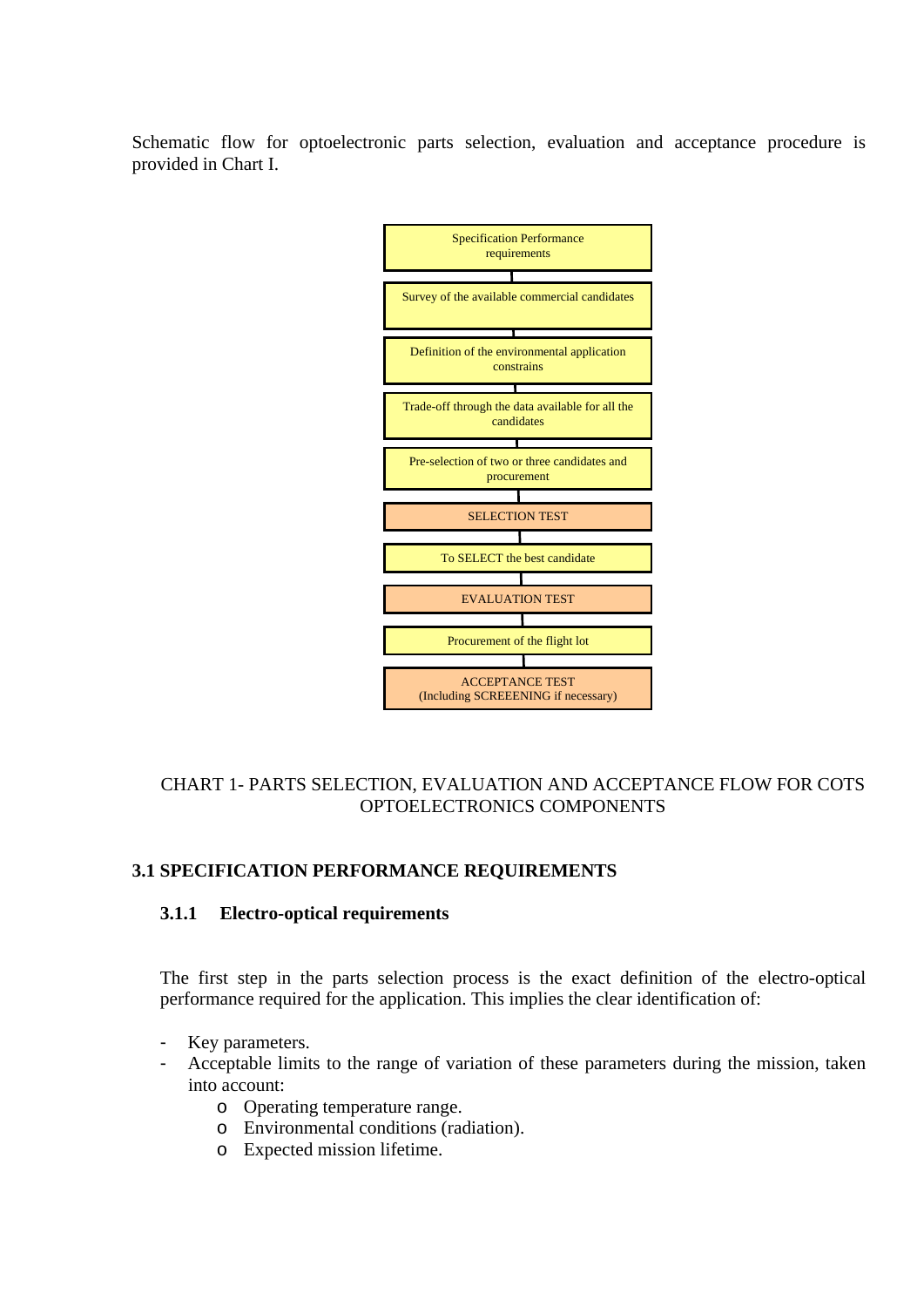Schematic flow for optoelectronic parts selection, evaluation and acceptance procedure is provided in Chart I.

Specification Performance requirements

Survey of the available commercial candidates

Definition of the environmental application constrains

Trade-off through the data available for all the candidates

Pre-selection of two or three candidates and procurement

SELECTION TEST

To SELECT the best candidate

EVALUATION TEST

Procurement of the flight lot

ACCEPTANCE TEST
(Including SCREEENING if necessary)

CHART 1- PARTS SELECTION, EVALUATION AND ACCEPTANCE FLOW FOR COTS OPTOELECTRONICS COMPONENTS

## 3.1 SPECIFICATION PERFORMANCE REQUIREMENTS

### 3.1.1 Electro-optical requirements

The first step in the parts selection process is the exact definition of the electro-optical performance required for the application. This implies the clear identification of:

- Key parameters.
- Acceptable limits to the range of variation of these parameters during the mission, taken into account:
  - Operating temperature range.
  - Environmental conditions (radiation).
  - Expected mission lifetime.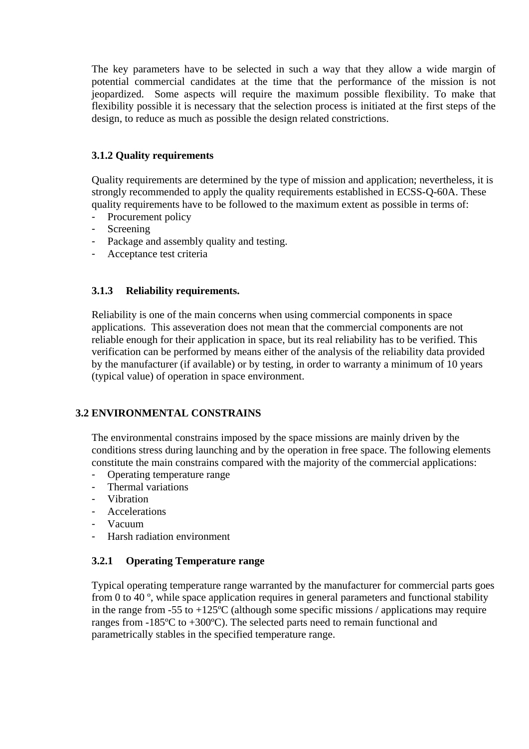The key parameters have to be selected in such a way that they allow a wide margin of potential commercial candidates at the time that the performance of the mission is not jeopardized. Some aspects will require the maximum possible flexibility. To make that flexibility possible it is necessary that the selection process is initiated at the first steps of the design, to reduce as much as possible the design related constrictions.

### 3.1.2 Quality requirements

Quality requirements are determined by the type of mission and application; nevertheless, it is strongly recommended to apply the quality requirements established in ECSS-Q-60A. These quality requirements have to be followed to the maximum extent as possible in terms of:

- Procurement policy
- Screening
- Package and assembly quality and testing.
- Acceptance test criteria

### 3.1.3 Reliability requirements.

Reliability is one of the main concerns when using commercial components in space applications. This asseveration does not mean that the commercial components are not reliable enough for their application in space, but its real reliability has to be verified. This verification can be performed by means either of the analysis of the reliability data provided by the manufacturer (if available) or by testing, in order to warranty a minimum of 10 years (typical value) of operation in space environment.

## 3.2 ENVIRONMENTAL CONSTRAINS

The environmental constrains imposed by the space missions are mainly driven by the conditions stress during launching and by the operation in free space. The following elements constitute the main constrains compared with the majority of the commercial applications:

- Operating temperature range
- Thermal variations
- Vibration
- Accelerations
- Vacuum
- Harsh radiation environment

### 3.2.1 Operating Temperature range

Typical operating temperature range warranted by the manufacturer for commercial parts goes from 0 to 40 º, while space application requires in general parameters and functional stability in the range from -55 to +125ºC (although some specific missions / applications may require ranges from -185ºC to +300ºC). The selected parts need to remain functional and parametrically stables in the specified temperature range.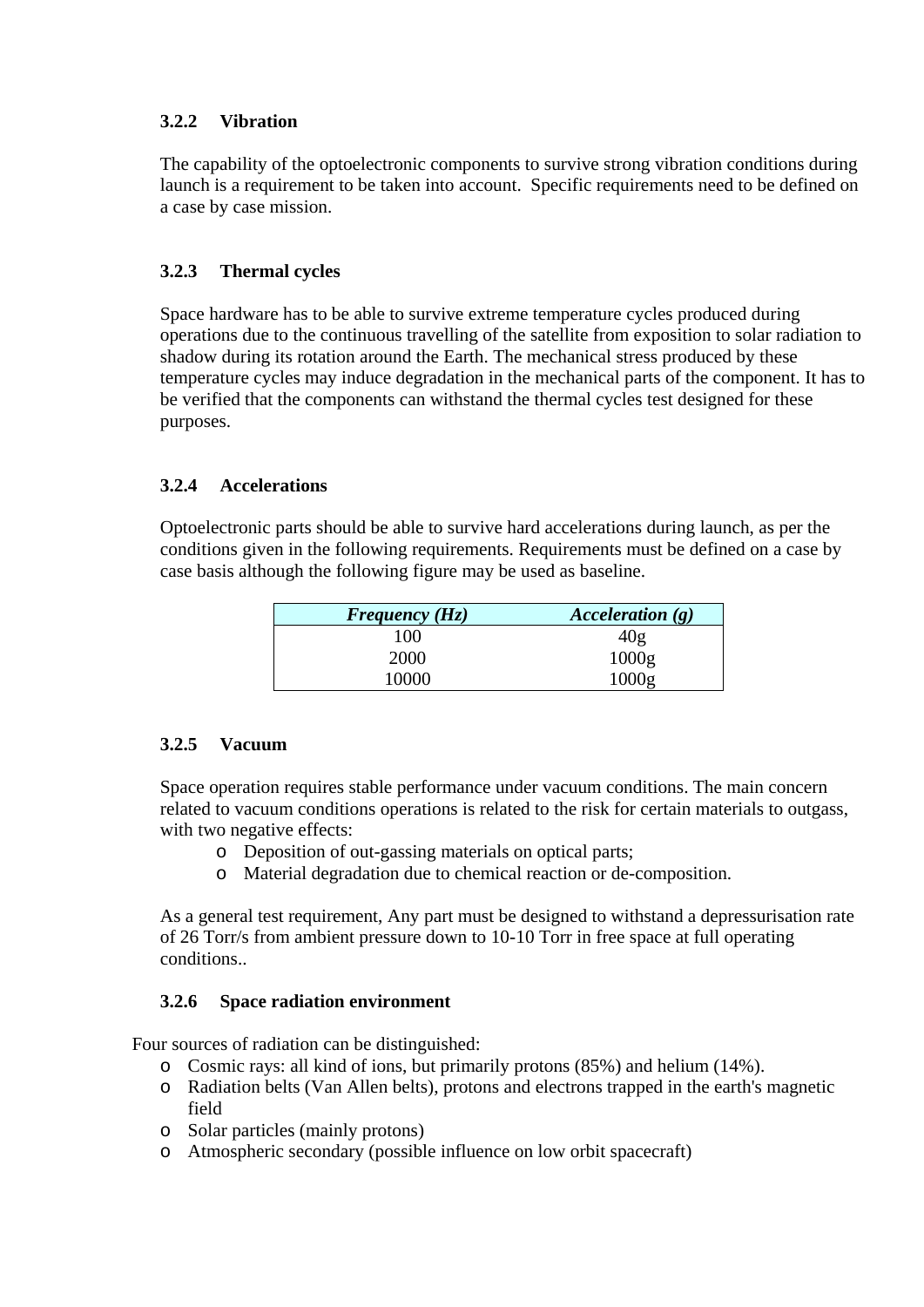### 3.2.2 Vibration

The capability of the optoelectronic components to survive strong vibration conditions during launch is a requirement to be taken into account. Specific requirements need to be defined on a case by case mission.

### 3.2.3 Thermal cycles

Space hardware has to be able to survive extreme temperature cycles produced during operations due to the continuous travelling of the satellite from exposition to solar radiation to shadow during its rotation around the Earth. The mechanical stress produced by these temperature cycles may induce degradation in the mechanical parts of the component. It has to be verified that the components can withstand the thermal cycles test designed for these purposes.

### 3.2.4 Accelerations

Optoelectronic parts should be able to survive hard accelerations during launch, as per the conditions given in the following requirements. Requirements must be defined on a case by case basis although the following figure may be used as baseline.

| ***Frequency (Hz)*** | ***Acceleration (g)*** |
|---|---|
| 100 | 40g |
| 2000 | 1000g |
| 10000 | 1000g |

### 3.2.5 Vacuum

Space operation requires stable performance under vacuum conditions. The main concern related to vacuum conditions operations is related to the risk for certain materials to outgass, with two negative effects:

- Deposition of out-gassing materials on optical parts;
- Material degradation due to chemical reaction or de-composition.

As a general test requirement, Any part must be designed to withstand a depressurisation rate of 26 Torr/s from ambient pressure down to 10-10 Torr in free space at full operating conditions..

### 3.2.6 Space radiation environment

Four sources of radiation can be distinguished:

- Cosmic rays: all kind of ions, but primarily protons (85%) and helium (14%).
- Radiation belts (Van Allen belts), protons and electrons trapped in the earth's magnetic field
- Solar particles (mainly protons)
- Atmospheric secondary (possible influence on low orbit spacecraft)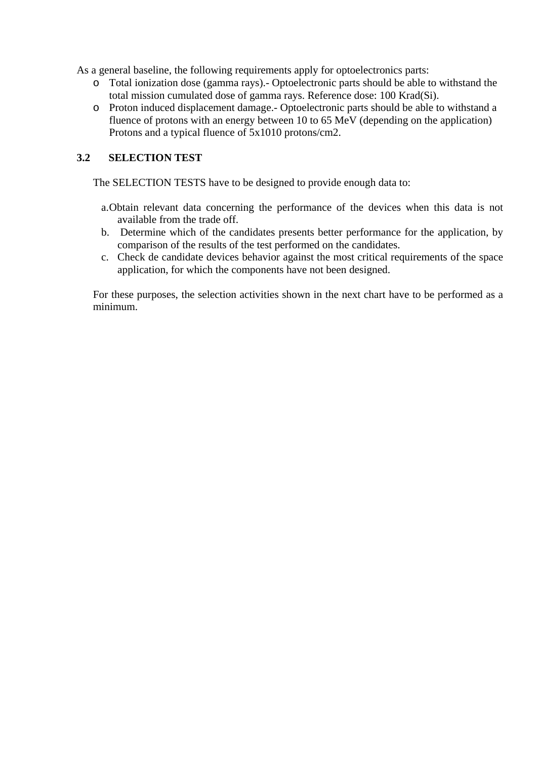As a general baseline, the following requirements apply for optoelectronics parts:

- Total ionization dose (gamma rays).- Optoelectronic parts should be able to withstand the total mission cumulated dose of gamma rays. Reference dose: 100 Krad(Si).
- Proton induced displacement damage.- Optoelectronic parts should be able to withstand a fluence of protons with an energy between 10 to 65 MeV (depending on the application) Protons and a typical fluence of 5x1010 protons/cm2.

### 3.2 SELECTION TEST

The SELECTION TESTS have to be designed to provide enough data to:

a. Obtain relevant data concerning the performance of the devices when this data is not available from the trade off.
b. Determine which of the candidates presents better performance for the application, by comparison of the results of the test performed on the candidates.
c. Check de candidate devices behavior against the most critical requirements of the space application, for which the components have not been designed.

For these purposes, the selection activities shown in the next chart have to be performed as a minimum.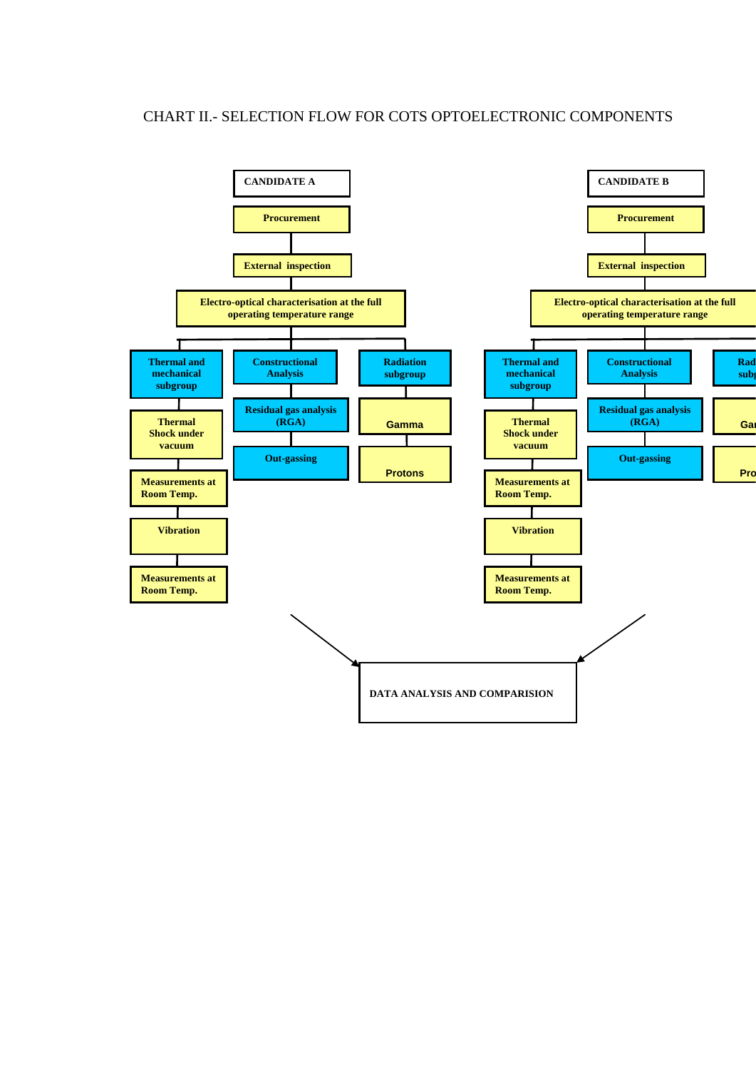CHART II.- SELECTION FLOW FOR COTS OPTOELECTRONIC COMPONENTS

**CANDIDATE A**

- Procurement
- External inspection
- Electro-optical characterisation at the full operating temperature range
  - Thermal and mechanical subgroup
    - Thermal Shock under vacuum
    - Measurements at Room Temp.
    - Vibration
    - Measurements at Room Temp.
  - Constructional Analysis
    - Residual gas analysis (RGA)
    - Out-gassing
  - Radiation subgroup
    - Gamma
    - Protons

**CANDIDATE B**

- Procurement
- External inspection
- Electro-optical characterisation at the full operating temperature range
  - Thermal and mechanical subgroup
    - Thermal Shock under vacuum
    - Measurements at Room Temp.
    - Vibration
    - Measurements at Room Temp.
  - Constructional Analysis
    - Residual gas analysis (RGA)
    - Out-gassing
  - Rad subg
    - Ga
    - Pro

**DATA ANALYSIS AND COMPARISION**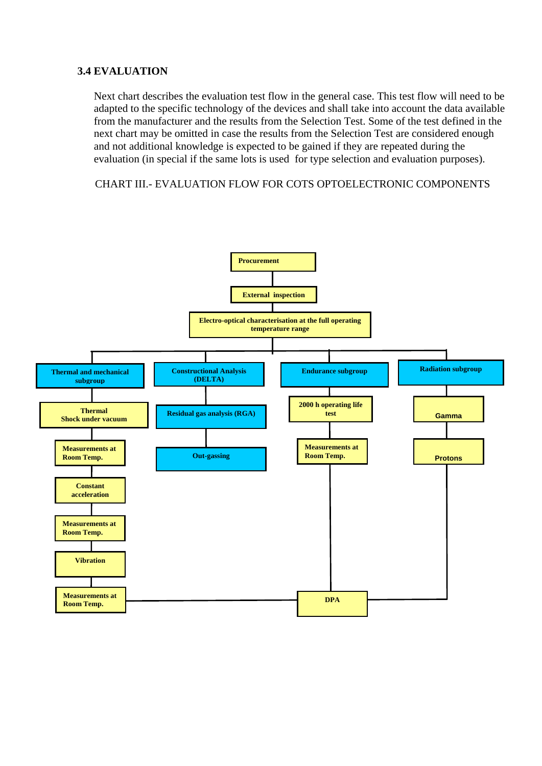### 3.4 EVALUATION

Next chart describes the evaluation test flow in the general case. This test flow will need to be adapted to the specific technology of the devices and shall take into account the data available from the manufacturer and the results from the Selection Test. Some of the test defined in the next chart may be omitted in case the results from the Selection Test are considered enough and not additional knowledge is expected to be gained if they are repeated during the evaluation (in special if the same lots is used for type selection and evaluation purposes).

CHART III.- EVALUATION FLOW FOR COTS OPTOELECTRONIC COMPONENTS

- **Procurement**
- **External inspection**
- **Electro-optical characterisation at the full operating temperature range**
  - **Thermal and mechanical subgroup**
    - **Thermal Shock under vacuum**
    - **Measurements at Room Temp.**
    - **Constant acceleration**
    - **Measurements at Room Temp.**
    - **Vibration**
    - **Measurements at Room Temp.**
    - → **DPA**
  - **Constructional Analysis (DELTA)**
    - **Residual gas analysis (RGA)**
    - **Out-gassing**
  - **Endurance subgroup**
    - **2000 h operating life test**
    - **Measurements at Room Temp.**
    - → **DPA**
  - **Radiation subgroup**
    - **Gamma**
    - **Protons**
    - → **DPA**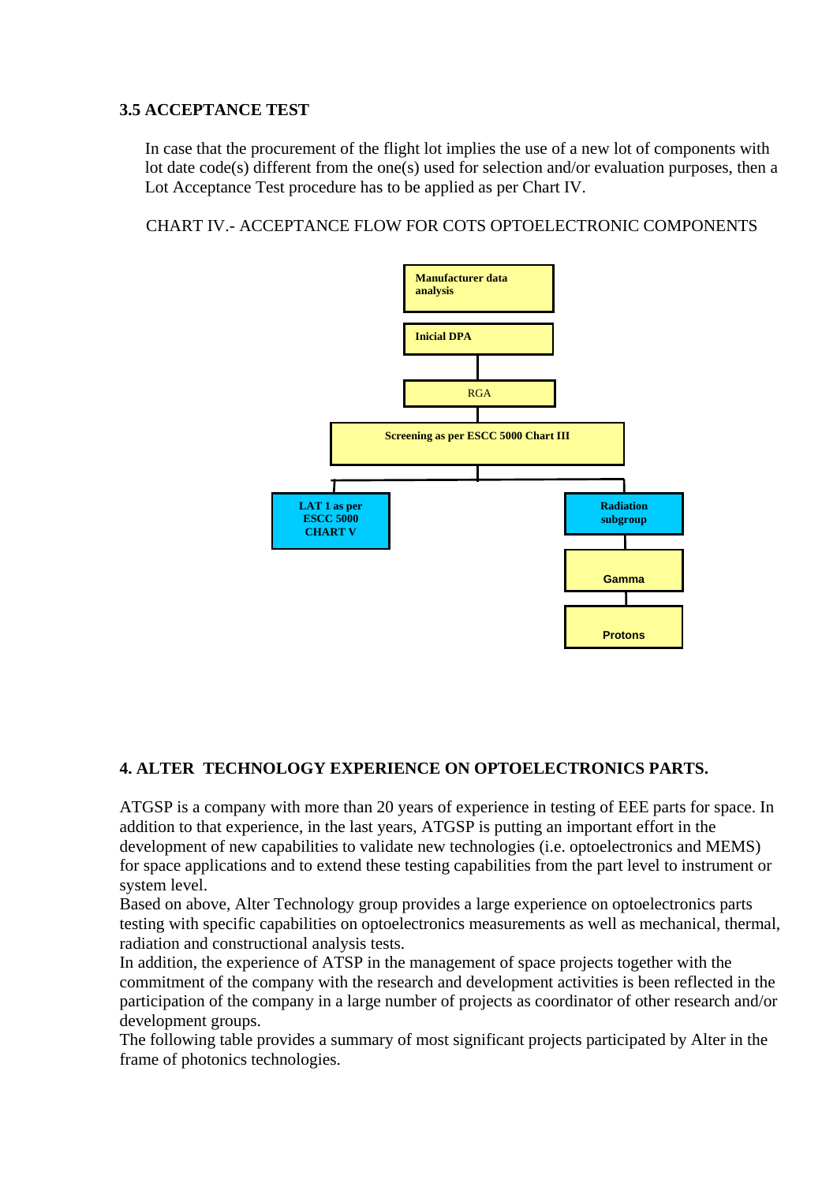### 3.5 ACCEPTANCE TEST

In case that the procurement of the flight lot implies the use of a new lot of components with lot date code(s) different from the one(s) used for selection and/or evaluation purposes, then a Lot Acceptance Test procedure has to be applied as per Chart IV.

CHART IV.- ACCEPTANCE FLOW FOR COTS OPTOELECTRONIC COMPONENTS

**Manufacturer data analysis**

**Inicial DPA**

RGA

**Screening as per ESCC 5000 Chart III**

**LAT 1 as per ESCC 5000 CHART V**

**Radiation subgroup**

**Gamma**

**Protons**

## 4. ALTER TECHNOLOGY EXPERIENCE ON OPTOELECTRONICS PARTS.

ATGSP is a company with more than 20 years of experience in testing of EEE parts for space. In addition to that experience, in the last years, ATGSP is putting an important effort in the development of new capabilities to validate new technologies (i.e. optoelectronics and MEMS) for space applications and to extend these testing capabilities from the part level to instrument or system level.

Based on above, Alter Technology group provides a large experience on optoelectronics parts testing with specific capabilities on optoelectronics measurements as well as mechanical, thermal, radiation and constructional analysis tests.

In addition, the experience of ATSP in the management of space projects together with the commitment of the company with the research and development activities is been reflected in the participation of the company in a large number of projects as coordinator of other research and/or development groups.

The following table provides a summary of most significant projects participated by Alter in the frame of photonics technologies.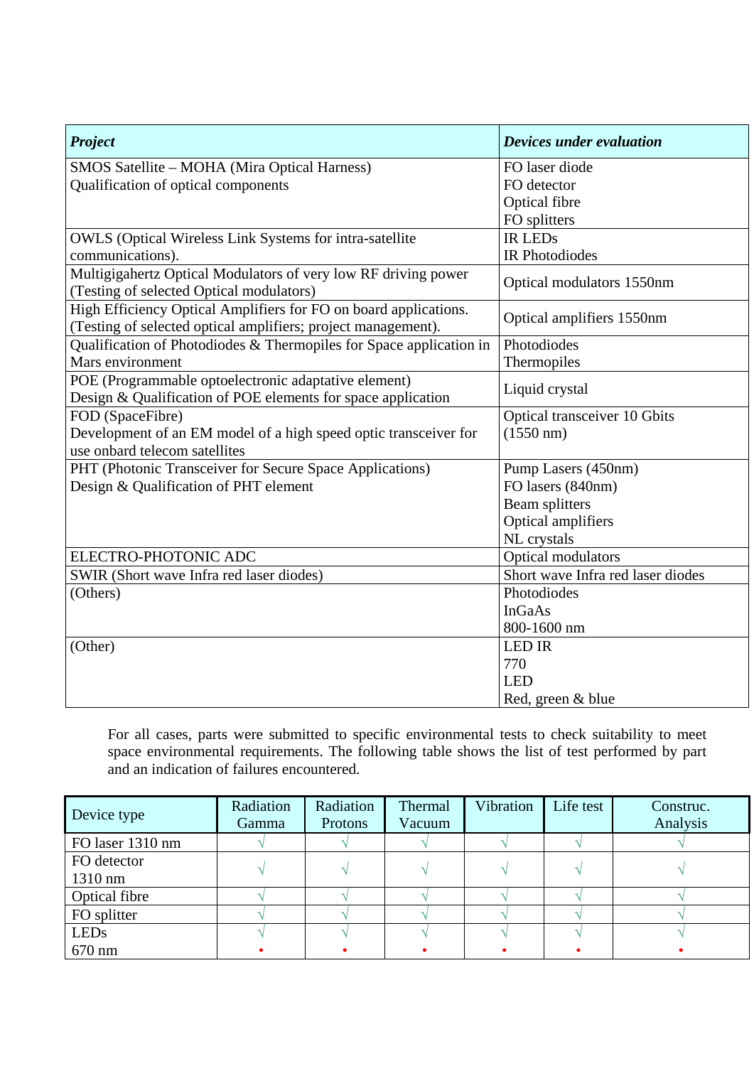| *Project* | *Devices under evaluation* |
|---|---|
| SMOS Satellite – MOHA (Mira Optical Harness)<br>Qualification of optical components | FO laser diode<br>FO detector<br>Optical fibre<br>FO splitters |
| OWLS (Optical Wireless Link Systems for intra-satellite communications). | IR LEDs<br>IR Photodiodes |
| Multigigahertz Optical Modulators of very low RF driving power (Testing of selected Optical modulators) | Optical modulators 1550nm |
| High Efficiency Optical Amplifiers for FO on board applications. (Testing of selected optical amplifiers; project management). | Optical amplifiers 1550nm |
| Qualification of Photodiodes & Thermopiles for Space application in Mars environment | Photodiodes<br>Thermopiles |
| POE (Programmable optoelectronic adaptative element)<br>Design & Qualification of POE elements for space application | Liquid crystal |
| FOD (SpaceFibre)<br>Development of an EM model of a high speed optic transceiver for use onbard telecom satellites | Optical transceiver 10 Gbits (1550 nm) |
| PHT (Photonic Transceiver for Secure Space Applications)<br>Design & Qualification of PHT element | Pump Lasers (450nm)<br>FO lasers (840nm)<br>Beam splitters<br>Optical amplifiers<br>NL crystals |
| ELECTRO-PHOTONIC ADC | Optical modulators |
| SWIR (Short wave Infra red laser diodes) | Short wave Infra red laser diodes |
| (Others) | Photodiodes<br>InGaAs<br>800-1600 nm |
| (Other) | LED IR<br>770<br>LED<br>Red, green & blue |

For all cases, parts were submitted to specific environmental tests to check suitability to meet space environmental requirements. The following table shows the list of test performed by part and an indication of failures encountered.

| Device type | Radiation Gamma | Radiation Protons | Thermal Vacuum | Vibration | Life test | Construc. Analysis |
|---|---|---|---|---|---|---|
| FO laser 1310 nm | √ | √ | √ | √ | √ | √ |
| FO detector 1310 nm | √ | √ | √ | √ | √ | √ |
| Optical fibre | √ | √ | √ | √ | √ | √ |
| FO splitter | √ | √ | √ | √ | √ | √ |
| LEDs 670 nm | √<br>• | √<br>• | √<br>• | √<br>• | √<br>• | √<br>• |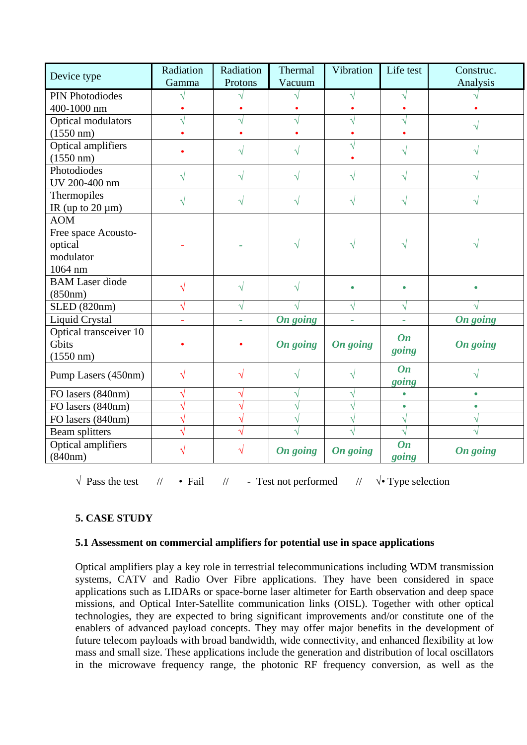| Device type | Radiation Gamma | Radiation Protons | Thermal Vacuum | Vibration | Life test | Construc. Analysis |
|---|---|---|---|---|---|---|
| PIN Photodiodes 400-1000 nm | √ • | √ • | √ • | √ • | √ • | √ • |
| Optical modulators (1550 nm) | √ • | √ • | √ • | √ • | √ • | √ |
| Optical amplifiers (1550 nm) | • | √ | √ | √ • | √ | √ |
| Photodiodes UV 200-400 nm | √ | √ | √ | √ | √ | √ |
| Thermopiles IR (up to 20 µm) | √ | √ | √ | √ | √ | √ |
| AOM Free space Acousto-optical modulator 1064 nm | - | - | √ | √ | √ | √ |
| BAM Laser diode (850nm) | √ | √ | √ | • | • | • |
| SLED (820nm) | √ | √ | √ | √ | √ | √ |
| Liquid Crystal | - | - | *On going* | - | - | *On going* |
| Optical transceiver 10 Gbits (1550 nm) | • | • | *On going* | *On going* | *On going* | *On going* |
| Pump Lasers (450nm) | √ | √ | √ | √ | *On going* | √ |
| FO lasers (840nm) | √ | √ | √ | √ | • | • |
| FO lasers (840nm) | √ | √ | √ | √ | • | • |
| FO lasers (840nm) | √ | √ | √ | √ | √ | √ |
| Beam splitters | √ | √ | √ | √ | √ | √ |
| Optical amplifiers (840nm) | √ | √ | *On going* | *On going* | *On going* | *On going* |

√ Pass the test // • Fail // - Test not performed // √• Type selection

## 5. CASE STUDY

### 5.1 Assessment on commercial amplifiers for potential use in space applications

Optical amplifiers play a key role in terrestrial telecommunications including WDM transmission systems, CATV and Radio Over Fibre applications. They have been considered in space applications such as LIDARs or space-borne laser altimeter for Earth observation and deep space missions, and Optical Inter-Satellite communication links (OISL). Together with other optical technologies, they are expected to bring significant improvements and/or constitute one of the enablers of advanced payload concepts. They may offer major benefits in the development of future telecom payloads with broad bandwidth, wide connectivity, and enhanced flexibility at low mass and small size. These applications include the generation and distribution of local oscillators in the microwave frequency range, the photonic RF frequency conversion, as well as the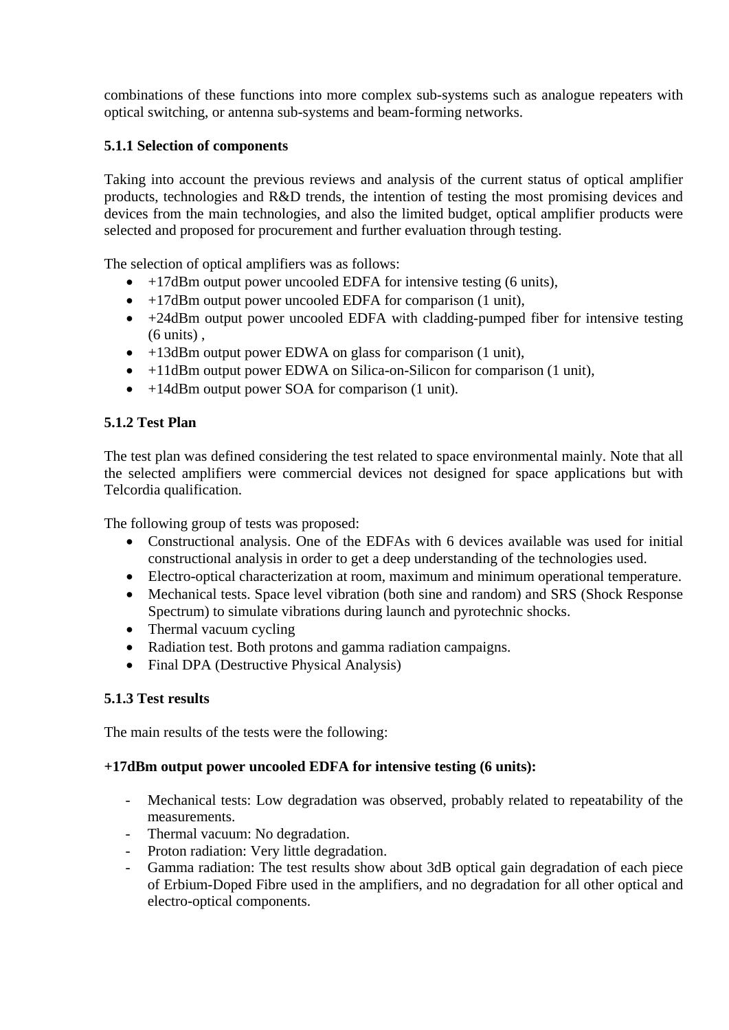combinations of these functions into more complex sub-systems such as analogue repeaters with optical switching, or antenna sub-systems and beam-forming networks.

### 5.1.1 Selection of components

Taking into account the previous reviews and analysis of the current status of optical amplifier products, technologies and R&D trends, the intention of testing the most promising devices and devices from the main technologies, and also the limited budget, optical amplifier products were selected and proposed for procurement and further evaluation through testing.

The selection of optical amplifiers was as follows:

- +17dBm output power uncooled EDFA for intensive testing (6 units),
- +17dBm output power uncooled EDFA for comparison (1 unit),
- +24dBm output power uncooled EDFA with cladding-pumped fiber for intensive testing (6 units) ,
- +13dBm output power EDWA on glass for comparison (1 unit),
- +11dBm output power EDWA on Silica-on-Silicon for comparison (1 unit),
- +14dBm output power SOA for comparison (1 unit).

### 5.1.2 Test Plan

The test plan was defined considering the test related to space environmental mainly. Note that all the selected amplifiers were commercial devices not designed for space applications but with Telcordia qualification.

The following group of tests was proposed:

- Constructional analysis. One of the EDFAs with 6 devices available was used for initial constructional analysis in order to get a deep understanding of the technologies used.
- Electro-optical characterization at room, maximum and minimum operational temperature.
- Mechanical tests. Space level vibration (both sine and random) and SRS (Shock Response Spectrum) to simulate vibrations during launch and pyrotechnic shocks.
- Thermal vacuum cycling
- Radiation test. Both protons and gamma radiation campaigns.
- Final DPA (Destructive Physical Analysis)

### 5.1.3 Test results

The main results of the tests were the following:

**+17dBm output power uncooled EDFA for intensive testing (6 units):**

- Mechanical tests: Low degradation was observed, probably related to repeatability of the measurements.
- Thermal vacuum: No degradation.
- Proton radiation: Very little degradation.
- Gamma radiation: The test results show about 3dB optical gain degradation of each piece of Erbium-Doped Fibre used in the amplifiers, and no degradation for all other optical and electro-optical components.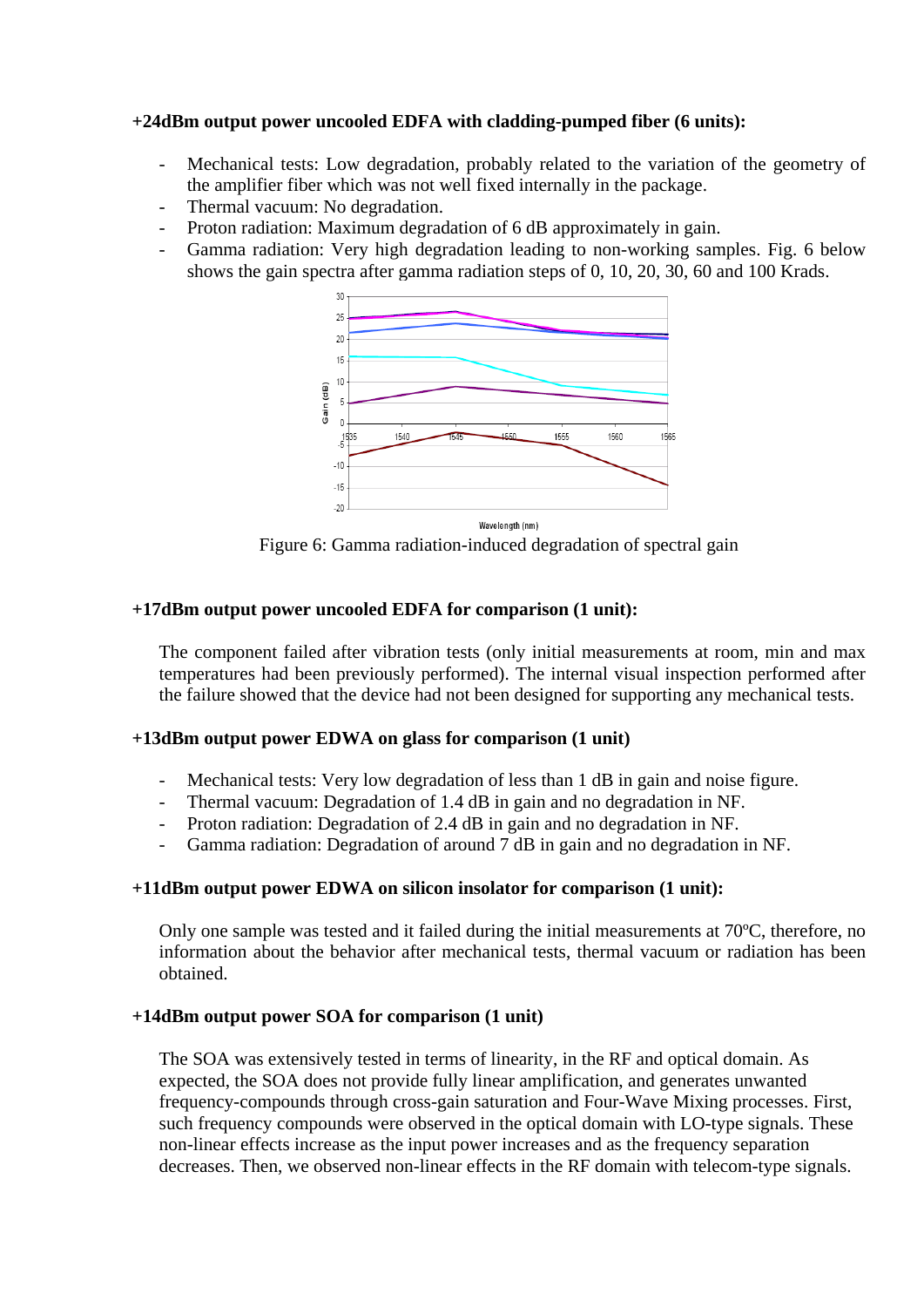**+24dBm output power uncooled EDFA with cladding-pumped fiber (6 units):**

- Mechanical tests: Low degradation, probably related to the variation of the geometry of the amplifier fiber which was not well fixed internally in the package.
- Thermal vacuum: No degradation.
- Proton radiation: Maximum degradation of 6 dB approximately in gain.
- Gamma radiation: Very high degradation leading to non-working samples. Fig. 6 below shows the gain spectra after gamma radiation steps of 0, 10, 20, 30, 60 and 100 Krads.

Figure 6: Gamma radiation-induced degradation of spectral gain

**+17dBm output power uncooled EDFA for comparison (1 unit):**

The component failed after vibration tests (only initial measurements at room, min and max temperatures had been previously performed). The internal visual inspection performed after the failure showed that the device had not been designed for supporting any mechanical tests.

**+13dBm output power EDWA on glass for comparison (1 unit)**

- Mechanical tests: Very low degradation of less than 1 dB in gain and noise figure.
- Thermal vacuum: Degradation of 1.4 dB in gain and no degradation in NF.
- Proton radiation: Degradation of 2.4 dB in gain and no degradation in NF.
- Gamma radiation: Degradation of around 7 dB in gain and no degradation in NF.

**+11dBm output power EDWA on silicon insolator for comparison (1 unit):**

Only one sample was tested and it failed during the initial measurements at 70ºC, therefore, no information about the behavior after mechanical tests, thermal vacuum or radiation has been obtained.

**+14dBm output power SOA for comparison (1 unit)**

The SOA was extensively tested in terms of linearity, in the RF and optical domain. As expected, the SOA does not provide fully linear amplification, and generates unwanted frequency-compounds through cross-gain saturation and Four-Wave Mixing processes. First, such frequency compounds were observed in the optical domain with LO-type signals. These non-linear effects increase as the input power increases and as the frequency separation decreases. Then, we observed non-linear effects in the RF domain with telecom-type signals.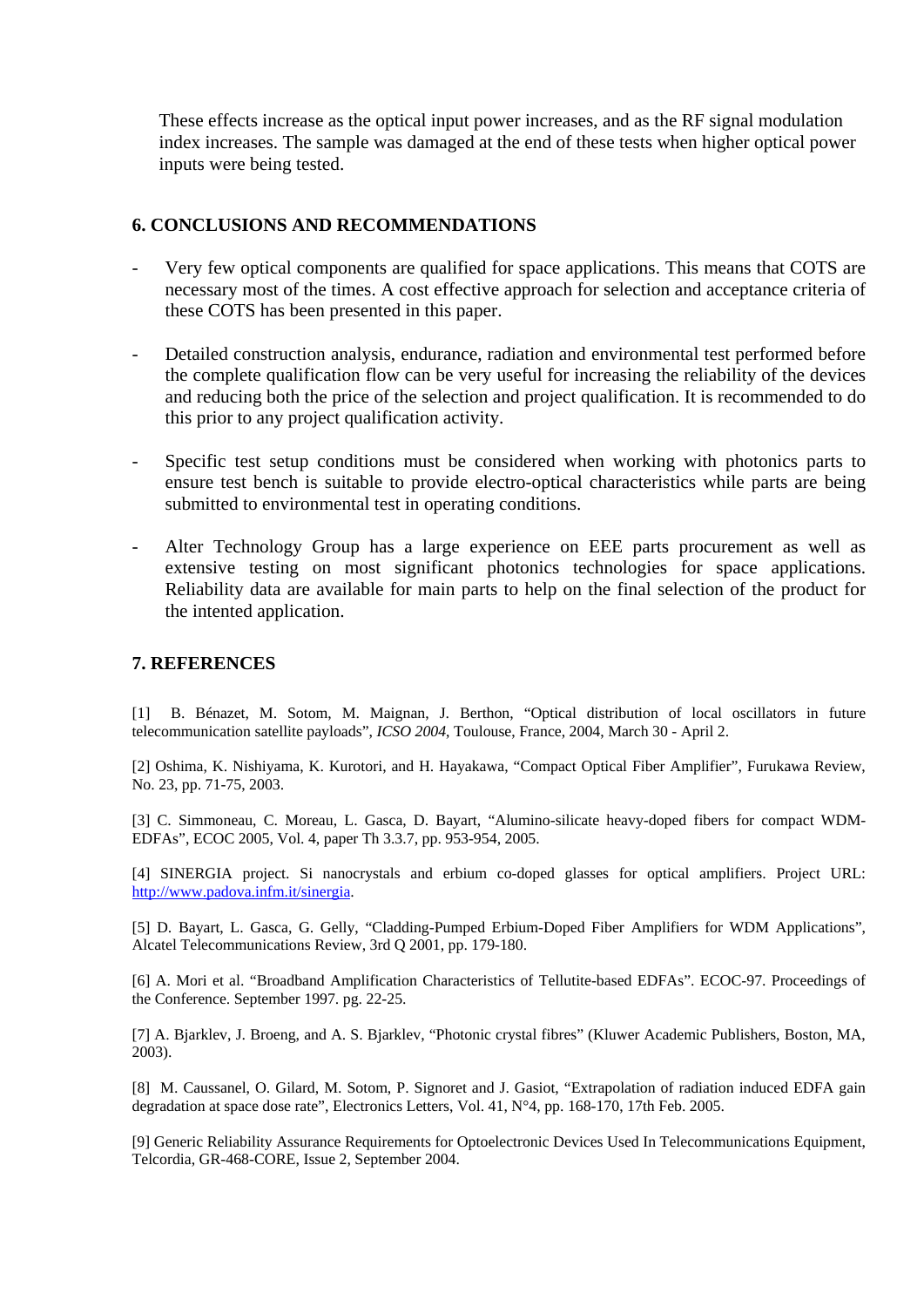These effects increase as the optical input power increases, and as the RF signal modulation index increases. The sample was damaged at the end of these tests when higher optical power inputs were being tested.

## 6. CONCLUSIONS AND RECOMMENDATIONS

- Very few optical components are qualified for space applications. This means that COTS are necessary most of the times. A cost effective approach for selection and acceptance criteria of these COTS has been presented in this paper.

- Detailed construction analysis, endurance, radiation and environmental test performed before the complete qualification flow can be very useful for increasing the reliability of the devices and reducing both the price of the selection and project qualification. It is recommended to do this prior to any project qualification activity.

- Specific test setup conditions must be considered when working with photonics parts to ensure test bench is suitable to provide electro-optical characteristics while parts are being submitted to environmental test in operating conditions.

- Alter Technology Group has a large experience on EEE parts procurement as well as extensive testing on most significant photonics technologies for space applications. Reliability data are available for main parts to help on the final selection of the product for the intented application.

## 7. REFERENCES

[1] B. Bénazet, M. Sotom, M. Maignan, J. Berthon, "Optical distribution of local oscillators in future telecommunication satellite payloads", *ICSO 2004*, Toulouse, France, 2004, March 30 - April 2.

[2] Oshima, K. Nishiyama, K. Kurotori, and H. Hayakawa, "Compact Optical Fiber Amplifier", Furukawa Review, No. 23, pp. 71-75, 2003.

[3] C. Simmoneau, C. Moreau, L. Gasca, D. Bayart, "Alumino-silicate heavy-doped fibers for compact WDM-EDFAs", ECOC 2005, Vol. 4, paper Th 3.3.7, pp. 953-954, 2005.

[4] SINERGIA project. Si nanocrystals and erbium co-doped glasses for optical amplifiers. Project URL: http://www.padova.infm.it/sinergia.

[5] D. Bayart, L. Gasca, G. Gelly, "Cladding-Pumped Erbium-Doped Fiber Amplifiers for WDM Applications", Alcatel Telecommunications Review, 3rd Q 2001, pp. 179-180.

[6] A. Mori et al. "Broadband Amplification Characteristics of Tellutite-based EDFAs". ECOC-97. Proceedings of the Conference. September 1997. pg. 22-25.

[7] A. Bjarklev, J. Broeng, and A. S. Bjarklev, "Photonic crystal fibres" (Kluwer Academic Publishers, Boston, MA, 2003).

[8] M. Caussanel, O. Gilard, M. Sotom, P. Signoret and J. Gasiot, "Extrapolation of radiation induced EDFA gain degradation at space dose rate", Electronics Letters, Vol. 41, N°4, pp. 168-170, 17th Feb. 2005.

[9] Generic Reliability Assurance Requirements for Optoelectronic Devices Used In Telecommunications Equipment, Telcordia, GR-468-CORE, Issue 2, September 2004.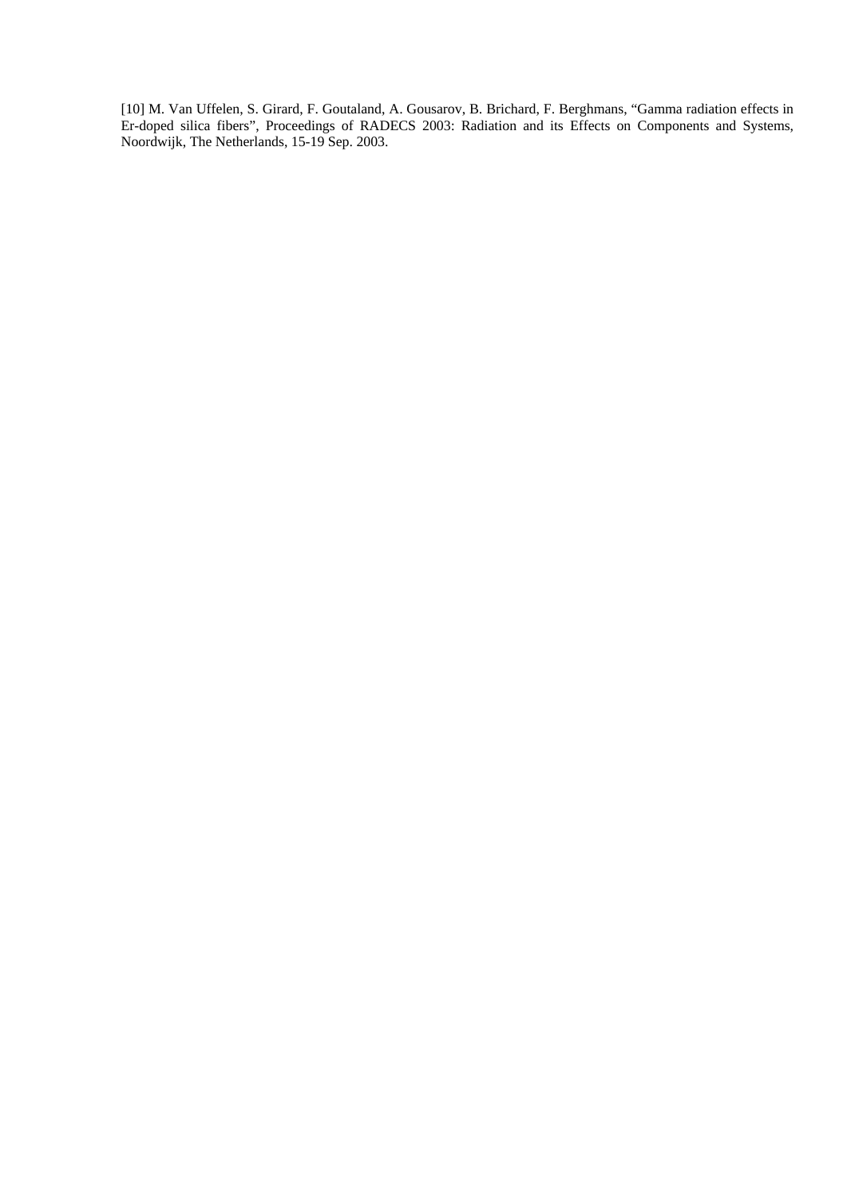[10] M. Van Uffelen, S. Girard, F. Goutaland, A. Gousarov, B. Brichard, F. Berghmans, "Gamma radiation effects in Er-doped silica fibers", Proceedings of RADECS 2003: Radiation and its Effects on Components and Systems, Noordwijk, The Netherlands, 15-19 Sep. 2003.